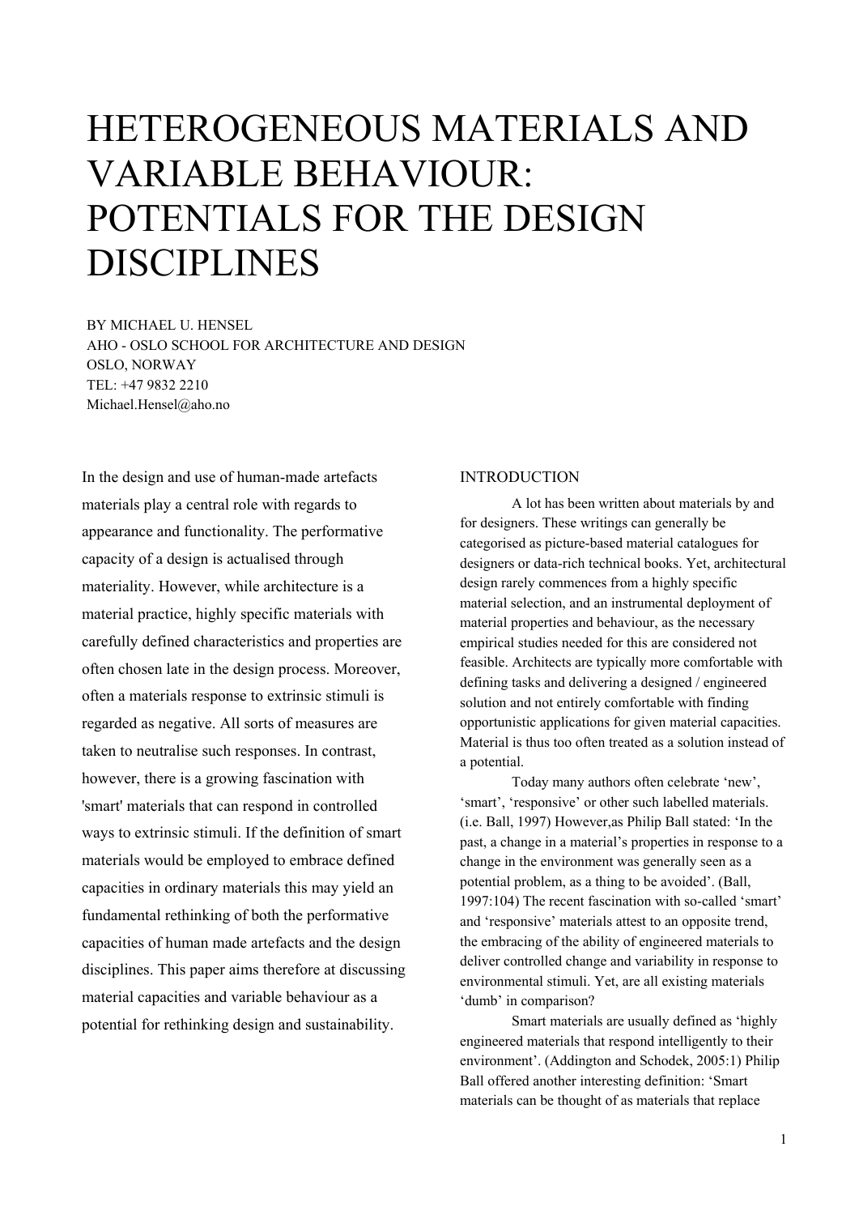# HETEROGENEOUS MATERIALS AND VARIABLE BEHAVIOUR: POTENTIALS FOR THE DESIGN DISCIPLINES

BY MICHAEL U. HENSEL
AHO - OSLO SCHOOL FOR ARCHITECTURE AND DESIGN
OSLO, NORWAY
TEL: +47 9832 2210
Michael.Hensel@aho.no

In the design and use of human-made artefacts materials play a central role with regards to appearance and functionality. The performative capacity of a design is actualised through materiality. However, while architecture is a material practice, highly specific materials with carefully defined characteristics and properties are often chosen late in the design process. Moreover, often a materials response to extrinsic stimuli is regarded as negative. All sorts of measures are taken to neutralise such responses. In contrast, however, there is a growing fascination with 'smart' materials that can respond in controlled ways to extrinsic stimuli. If the definition of smart materials would be employed to embrace defined capacities in ordinary materials this may yield an fundamental rethinking of both the performative capacities of human made artefacts and the design disciplines. This paper aims therefore at discussing material capacities and variable behaviour as a potential for rethinking design and sustainability.

## INTRODUCTION

A lot has been written about materials by and for designers. These writings can generally be categorised as picture-based material catalogues for designers or data-rich technical books. Yet, architectural design rarely commences from a highly specific material selection, and an instrumental deployment of material properties and behaviour, as the necessary empirical studies needed for this are considered not feasible. Architects are typically more comfortable with defining tasks and delivering a designed / engineered solution and not entirely comfortable with finding opportunistic applications for given material capacities. Material is thus too often treated as a solution instead of a potential.

Today many authors often celebrate 'new', 'smart', 'responsive' or other such labelled materials. (i.e. Ball, 1997) However,as Philip Ball stated: 'In the past, a change in a material's properties in response to a change in the environment was generally seen as a potential problem, as a thing to be avoided'. (Ball, 1997:104) The recent fascination with so-called 'smart' and 'responsive' materials attest to an opposite trend, the embracing of the ability of engineered materials to deliver controlled change and variability in response to environmental stimuli. Yet, are all existing materials 'dumb' in comparison?

Smart materials are usually defined as 'highly engineered materials that respond intelligently to their environment'. (Addington and Schodek, 2005:1) Philip Ball offered another interesting definition: 'Smart materials can be thought of as materials that replace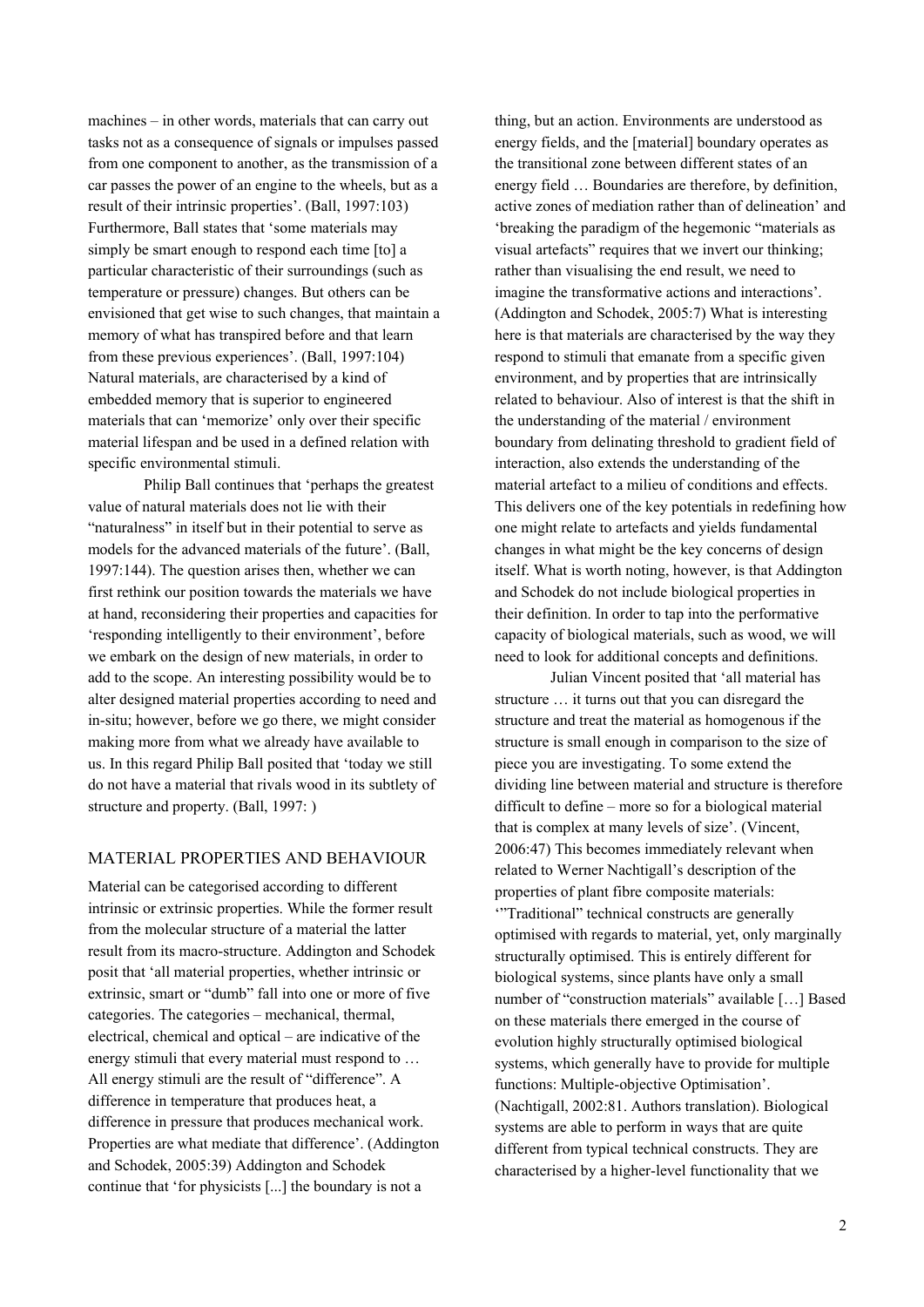machines – in other words, materials that can carry out tasks not as a consequence of signals or impulses passed from one component to another, as the transmission of a car passes the power of an engine to the wheels, but as a result of their intrinsic properties'. (Ball, 1997:103) Furthermore, Ball states that 'some materials may simply be smart enough to respond each time [to] a particular characteristic of their surroundings (such as temperature or pressure) changes. But others can be envisioned that get wise to such changes, that maintain a memory of what has transpired before and that learn from these previous experiences'. (Ball, 1997:104) Natural materials, are characterised by a kind of embedded memory that is superior to engineered materials that can 'memorize' only over their specific material lifespan and be used in a defined relation with specific environmental stimuli.

Philip Ball continues that 'perhaps the greatest value of natural materials does not lie with their "naturalness" in itself but in their potential to serve as models for the advanced materials of the future'. (Ball, 1997:144). The question arises then, whether we can first rethink our position towards the materials we have at hand, reconsidering their properties and capacities for 'responding intelligently to their environment', before we embark on the design of new materials, in order to add to the scope. An interesting possibility would be to alter designed material properties according to need and in-situ; however, before we go there, we might consider making more from what we already have available to us. In this regard Philip Ball posited that 'today we still do not have a material that rivals wood in its subtlety of structure and property. (Ball, 1997: )

## MATERIAL PROPERTIES AND BEHAVIOUR

Material can be categorised according to different intrinsic or extrinsic properties. While the former result from the molecular structure of a material the latter result from its macro-structure. Addington and Schodek posit that 'all material properties, whether intrinsic or extrinsic, smart or "dumb" fall into one or more of five categories. The categories – mechanical, thermal, electrical, chemical and optical – are indicative of the energy stimuli that every material must respond to … All energy stimuli are the result of "difference". A difference in temperature that produces heat, a difference in pressure that produces mechanical work. Properties are what mediate that difference'. (Addington and Schodek, 2005:39) Addington and Schodek continue that 'for physicists [...] the boundary is not a thing, but an action. Environments are understood as energy fields, and the [material] boundary operates as the transitional zone between different states of an energy field … Boundaries are therefore, by definition, active zones of mediation rather than of delineation' and 'breaking the paradigm of the hegemonic "materials as visual artefacts" requires that we invert our thinking; rather than visualising the end result, we need to imagine the transformative actions and interactions'. (Addington and Schodek, 2005:7) What is interesting here is that materials are characterised by the way they respond to stimuli that emanate from a specific given environment, and by properties that are intrinsically related to behaviour. Also of interest is that the shift in the understanding of the material / environment boundary from delinating threshold to gradient field of interaction, also extends the understanding of the material artefact to a milieu of conditions and effects. This delivers one of the key potentials in redefining how one might relate to artefacts and yields fundamental changes in what might be the key concerns of design itself. What is worth noting, however, is that Addington and Schodek do not include biological properties in their definition. In order to tap into the performative capacity of biological materials, such as wood, we will need to look for additional concepts and definitions.

Julian Vincent posited that 'all material has structure … it turns out that you can disregard the structure and treat the material as homogenous if the structure is small enough in comparison to the size of piece you are investigating. To some extend the dividing line between material and structure is therefore difficult to define – more so for a biological material that is complex at many levels of size'. (Vincent, 2006:47) This becomes immediately relevant when related to Werner Nachtigall's description of the properties of plant fibre composite materials: '"Traditional" technical constructs are generally optimised with regards to material, yet, only marginally structurally optimised. This is entirely different for biological systems, since plants have only a small number of "construction materials" available […] Based on these materials there emerged in the course of evolution highly structurally optimised biological systems, which generally have to provide for multiple functions: Multiple-objective Optimisation'. (Nachtigall, 2002:81. Authors translation). Biological systems are able to perform in ways that are quite different from typical technical constructs. They are characterised by a higher-level functionality that we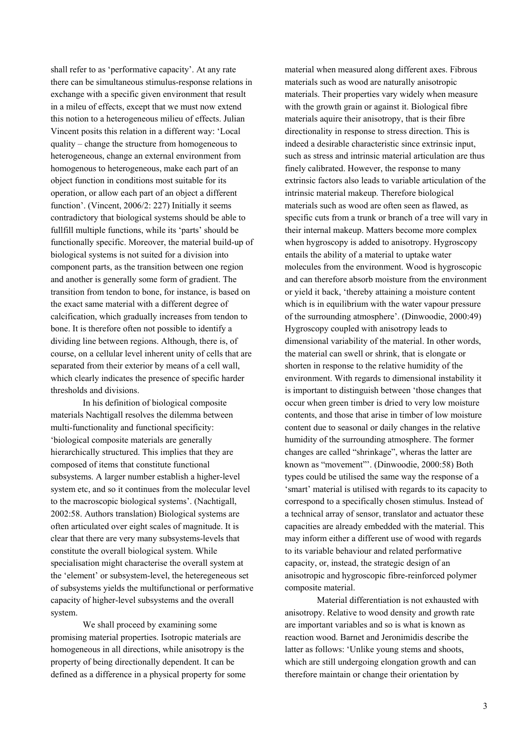shall refer to as 'performative capacity'. At any rate there can be simultaneous stimulus-response relations in exchange with a specific given environment that result in a mileu of effects, except that we must now extend this notion to a heterogeneous milieu of effects. Julian Vincent posits this relation in a different way: 'Local quality – change the structure from homogeneous to heterogeneous, change an external environment from homogenous to heterogeneous, make each part of an object function in conditions most suitable for its operation, or allow each part of an object a different function'. (Vincent, 2006/2: 227) Initially it seems contradictory that biological systems should be able to fullfill multiple functions, while its 'parts' should be functionally specific. Moreover, the material build-up of biological systems is not suited for a division into component parts, as the transition between one region and another is generally some form of gradient. The transition from tendon to bone, for instance, is based on the exact same material with a different degree of calcification, which gradually increases from tendon to bone. It is therefore often not possible to identify a dividing line between regions. Although, there is, of course, on a cellular level inherent unity of cells that are separated from their exterior by means of a cell wall, which clearly indicates the presence of specific harder thresholds and divisions.

In his definition of biological composite materials Nachtigall resolves the dilemma between multi-functionality and functional specificity: 'biological composite materials are generally hierarchically structured. This implies that they are composed of items that constitute functional subsystems. A larger number establish a higher-level system etc, and so it continues from the molecular level to the macroscopic biological systems'. (Nachtigall, 2002:58. Authors translation) Biological systems are often articulated over eight scales of magnitude. It is clear that there are very many subsystems-levels that constitute the overall biological system. While specialisation might characterise the overall system at the 'element' or subsystem-level, the heteregeneous set of subsystems yields the multifunctional or performative capacity of higher-level subsystems and the overall system.

We shall proceed by examining some promising material properties. Isotropic materials are homogeneous in all directions, while anisotropy is the property of being directionally dependent. It can be defined as a difference in a physical property for some material when measured along different axes. Fibrous materials such as wood are naturally anisotropic materials. Their properties vary widely when measure with the growth grain or against it. Biological fibre materials aquire their anisotropy, that is their fibre directionality in response to stress direction. This is indeed a desirable characteristic since extrinsic input, such as stress and intrinsic material articulation are thus finely calibrated. However, the response to many extrinsic factors also leads to variable articulation of the intrinsic material makeup. Therefore biological materials such as wood are often seen as flawed, as specific cuts from a trunk or branch of a tree will vary in their internal makeup. Matters become more complex when hygroscopy is added to anisotropy. Hygroscopy entails the ability of a material to uptake water molecules from the environment. Wood is hygroscopic and can therefore absorb moisture from the environment or yield it back, 'thereby attaining a moisture content which is in equilibrium with the water vapour pressure of the surrounding atmosphere'. (Dinwoodie, 2000:49) Hygroscopy coupled with anisotropy leads to dimensional variability of the material. In other words, the material can swell or shrink, that is elongate or shorten in response to the relative humidity of the environment. With regards to dimensional instability it is important to distinguish between 'those changes that occur when green timber is dried to very low moisture contents, and those that arise in timber of low moisture content due to seasonal or daily changes in the relative humidity of the surrounding atmosphere. The former changes are called "shrinkage", wheras the latter are known as "movement"'. (Dinwoodie, 2000:58) Both types could be utilised the same way the response of a 'smart' material is utilised with regards to its capacity to correspond to a specifically chosen stimulus. Instead of a technical array of sensor, translator and actuator these capacities are already embedded with the material. This may inform either a different use of wood with regards to its variable behaviour and related performative capacity, or, instead, the strategic design of an anisotropic and hygroscopic fibre-reinforced polymer composite material.

Material differentiation is not exhausted with anisotropy. Relative to wood density and growth rate are important variables and so is what is known as reaction wood. Barnet and Jeronimidis describe the latter as follows: 'Unlike young stems and shoots, which are still undergoing elongation growth and can therefore maintain or change their orientation by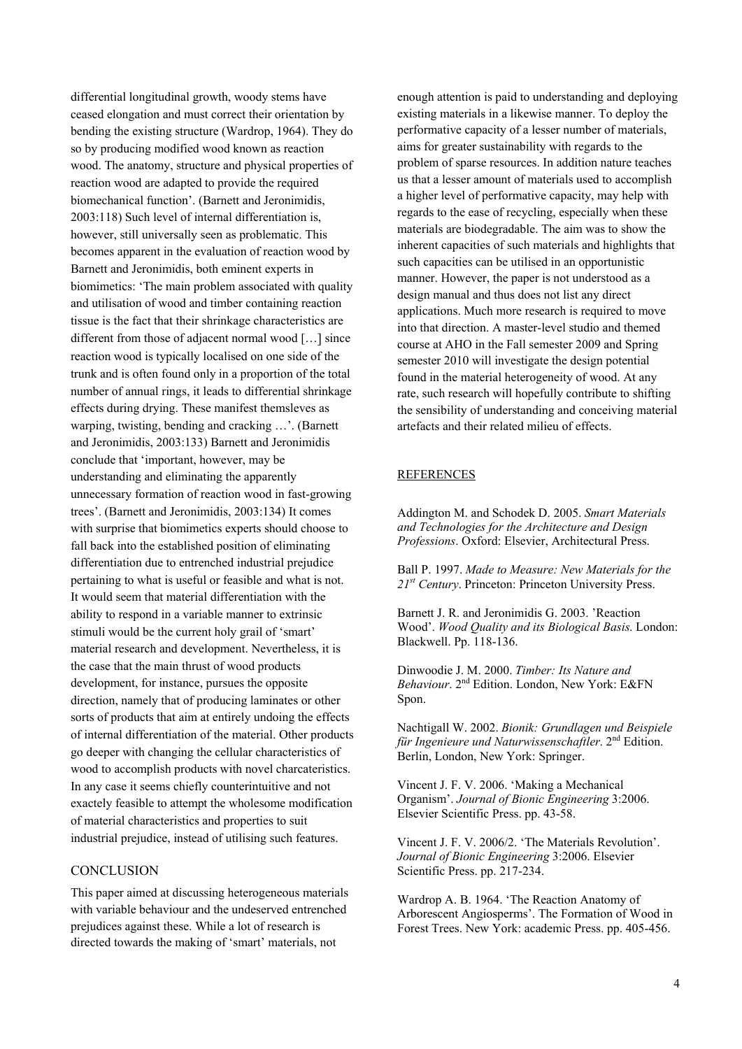differential longitudinal growth, woody stems have ceased elongation and must correct their orientation by bending the existing structure (Wardrop, 1964). They do so by producing modified wood known as reaction wood. The anatomy, structure and physical properties of reaction wood are adapted to provide the required biomechanical function'. (Barnett and Jeronimidis, 2003:118) Such level of internal differentiation is, however, still universally seen as problematic. This becomes apparent in the evaluation of reaction wood by Barnett and Jeronimidis, both eminent experts in biomimetics: 'The main problem associated with quality and utilisation of wood and timber containing reaction tissue is the fact that their shrinkage characteristics are different from those of adjacent normal wood […] since reaction wood is typically localised on one side of the trunk and is often found only in a proportion of the total number of annual rings, it leads to differential shrinkage effects during drying. These manifest themsleves as warping, twisting, bending and cracking …'. (Barnett and Jeronimidis, 2003:133) Barnett and Jeronimidis conclude that 'important, however, may be understanding and eliminating the apparently unnecessary formation of reaction wood in fast-growing trees'. (Barnett and Jeronimidis, 2003:134) It comes with surprise that biomimetics experts should choose to fall back into the established position of eliminating differentiation due to entrenched industrial prejudice pertaining to what is useful or feasible and what is not. It would seem that material differentiation with the ability to respond in a variable manner to extrinsic stimuli would be the current holy grail of 'smart' material research and development. Nevertheless, it is the case that the main thrust of wood products development, for instance, pursues the opposite direction, namely that of producing laminates or other sorts of products that aim at entirely undoing the effects of internal differentiation of the material. Other products go deeper with changing the cellular characteristics of wood to accomplish products with novel charcateristics. In any case it seems chiefly counterintuitive and not exactely feasible to attempt the wholesome modification of material characteristics and properties to suit industrial prejudice, instead of utilising such features.

## CONCLUSION

This paper aimed at discussing heterogeneous materials with variable behaviour and the undeserved entrenched prejudices against these. While a lot of research is directed towards the making of 'smart' materials, not enough attention is paid to understanding and deploying existing materials in a likewise manner. To deploy the performative capacity of a lesser number of materials, aims for greater sustainability with regards to the problem of sparse resources. In addition nature teaches us that a lesser amount of materials used to accomplish a higher level of performative capacity, may help with regards to the ease of recycling, especially when these materials are biodegradable. The aim was to show the inherent capacities of such materials and highlights that such capacities can be utilised in an opportunistic manner. However, the paper is not understood as a design manual and thus does not list any direct applications. Much more research is required to move into that direction. A master-level studio and themed course at AHO in the Fall semester 2009 and Spring semester 2010 will investigate the design potential found in the material heterogeneity of wood. At any rate, such research will hopefully contribute to shifting the sensibility of understanding and conceiving material artefacts and their related milieu of effects.

## REFERENCES

Addington M. and Schodek D. 2005. *Smart Materials and Technologies for the Architecture and Design Professions*. Oxford: Elsevier, Architectural Press.

Ball P. 1997. *Made to Measure: New Materials for the 21st Century*. Princeton: Princeton University Press.

Barnett J. R. and Jeronimidis G. 2003. 'Reaction Wood'. *Wood Quality and its Biological Basis*. London: Blackwell. Pp. 118-136.

Dinwoodie J. M. 2000. *Timber: Its Nature and Behaviour*. 2nd Edition. London, New York: E&FN Spon.

Nachtigall W. 2002. *Bionik: Grundlagen und Beispiele für Ingenieure und Naturwissenschaftler*. 2nd Edition. Berlin, London, New York: Springer.

Vincent J. F. V. 2006. 'Making a Mechanical Organism'. *Journal of Bionic Engineering* 3:2006. Elsevier Scientific Press. pp. 43-58.

Vincent J. F. V. 2006/2. 'The Materials Revolution'. *Journal of Bionic Engineering* 3:2006. Elsevier Scientific Press. pp. 217-234.

Wardrop A. B. 1964. 'The Reaction Anatomy of Arborescent Angiosperms'. The Formation of Wood in Forest Trees. New York: academic Press. pp. 405-456.